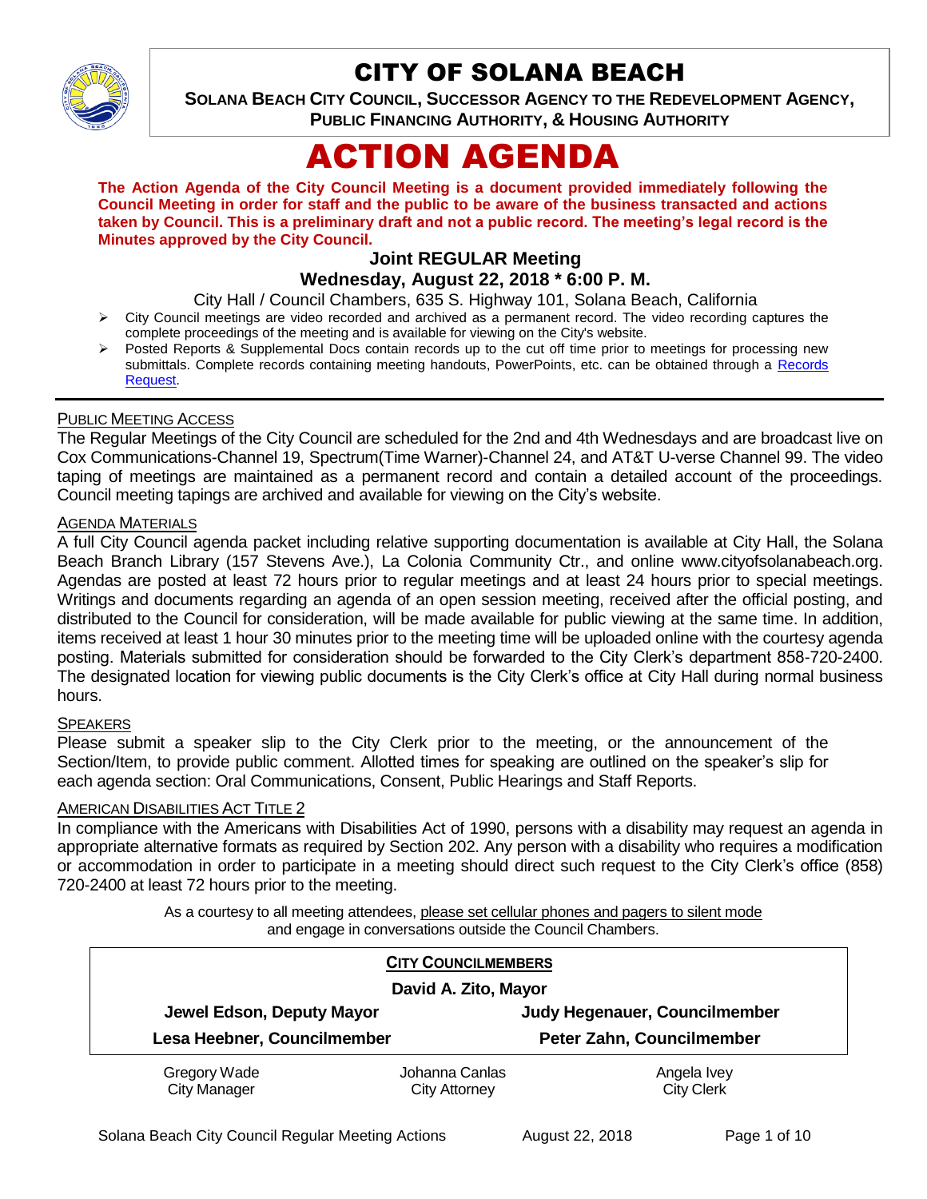# CITY OF SOLANA BEACH

**SOLANA BEACH CITY COUNCIL, SUCCESSOR AGENCY TO THE REDEVELOPMENT AGENCY, PUBLIC FINANCING AUTHORITY, & HOUSING AUTHORITY**

# ACTION AGENDA

**The Action Agenda of the City Council Meeting is a document provided immediately following the Council Meeting in order for staff and the public to be aware of the business transacted and actions taken by Council. This is a preliminary draft and not a public record. The meeting's legal record is the Minutes approved by the City Council.**

### Joint REGULAR Meeting
### Wednesday, August 22, 2018 * 6:00 P. M.

City Hall / Council Chambers, 635 S. Highway 101, Solana Beach, California

- City Council meetings are video recorded and archived as a permanent record. The video recording captures the complete proceedings of the meeting and is available for viewing on the City's website.
- Posted Reports & Supplemental Docs contain records up to the cut off time prior to meetings for processing new submittals. Complete records containing meeting handouts, PowerPoints, etc. can be obtained through a Records Request.

---

PUBLIC MEETING ACCESS

The Regular Meetings of the City Council are scheduled for the 2nd and 4th Wednesdays and are broadcast live on Cox Communications-Channel 19, Spectrum(Time Warner)-Channel 24, and AT&T U-verse Channel 99. The video taping of meetings are maintained as a permanent record and contain a detailed account of the proceedings. Council meeting tapings are archived and available for viewing on the City's website.

AGENDA MATERIALS

A full City Council agenda packet including relative supporting documentation is available at City Hall, the Solana Beach Branch Library (157 Stevens Ave.), La Colonia Community Ctr., and online www.cityofsolanabeach.org. Agendas are posted at least 72 hours prior to regular meetings and at least 24 hours prior to special meetings. Writings and documents regarding an agenda of an open session meeting, received after the official posting, and distributed to the Council for consideration, will be made available for public viewing at the same time. In addition, items received at least 1 hour 30 minutes prior to the meeting time will be uploaded online with the courtesy agenda posting. Materials submitted for consideration should be forwarded to the City Clerk's department 858-720-2400. The designated location for viewing public documents is the City Clerk's office at City Hall during normal business hours.

SPEAKERS

Please submit a speaker slip to the City Clerk prior to the meeting, or the announcement of the Section/Item, to provide public comment. Allotted times for speaking are outlined on the speaker's slip for each agenda section: Oral Communications, Consent, Public Hearings and Staff Reports.

AMERICAN DISABILITIES ACT TITLE 2

In compliance with the Americans with Disabilities Act of 1990, persons with a disability may request an agenda in appropriate alternative formats as required by Section 202. Any person with a disability who requires a modification or accommodation in order to participate in a meeting should direct such request to the City Clerk's office (858) 720-2400 at least 72 hours prior to the meeting.

As a courtesy to all meeting attendees, please set cellular phones and pagers to silent mode and engage in conversations outside the Council Chambers.

**CITY COUNCILMEMBERS**

**David A. Zito, Mayor**

| | |
|---|---|
| **Jewel Edson, Deputy Mayor** | **Judy Hegenauer, Councilmember** |
| **Lesa Heebner, Councilmember** | **Peter Zahn, Councilmember** |

| | | |
|---|---|---|
| Gregory Wade<br>City Manager | Johanna Canlas<br>City Attorney | Angela Ivey<br>City Clerk |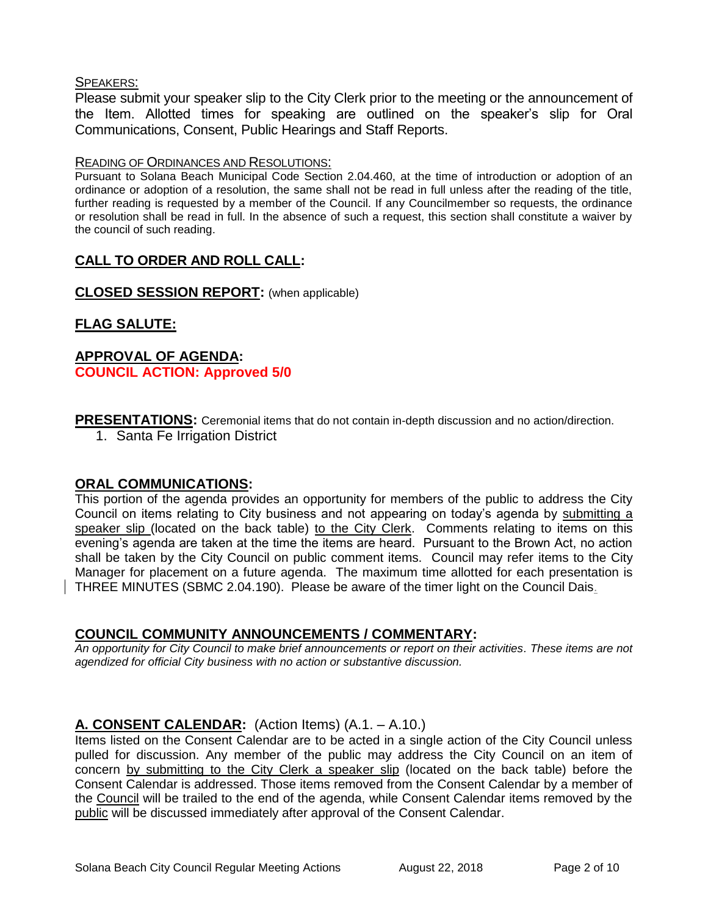SPEAKERS:

Please submit your speaker slip to the City Clerk prior to the meeting or the announcement of the Item. Allotted times for speaking are outlined on the speaker's slip for Oral Communications, Consent, Public Hearings and Staff Reports.

READING OF ORDINANCES AND RESOLUTIONS:

Pursuant to Solana Beach Municipal Code Section 2.04.460, at the time of introduction or adoption of an ordinance or adoption of a resolution, the same shall not be read in full unless after the reading of the title, further reading is requested by a member of the Council. If any Councilmember so requests, the ordinance or resolution shall be read in full. In the absence of such a request, this section shall constitute a waiver by the council of such reading.

## CALL TO ORDER AND ROLL CALL:

## CLOSED SESSION REPORT: (when applicable)

## FLAG SALUTE:

## APPROVAL OF AGENDA:

**COUNCIL ACTION: Approved 5/0**

**PRESENTATIONS:** Ceremonial items that do not contain in-depth discussion and no action/direction.

1. Santa Fe Irrigation District

## ORAL COMMUNICATIONS:

This portion of the agenda provides an opportunity for members of the public to address the City Council on items relating to City business and not appearing on today's agenda by submitting a speaker slip (located on the back table) to the City Clerk. Comments relating to items on this evening's agenda are taken at the time the items are heard. Pursuant to the Brown Act, no action shall be taken by the City Council on public comment items. Council may refer items to the City Manager for placement on a future agenda. The maximum time allotted for each presentation is THREE MINUTES (SBMC 2.04.190). Please be aware of the timer light on the Council Dais.

## COUNCIL COMMUNITY ANNOUNCEMENTS / COMMENTARY:

*An opportunity for City Council to make brief announcements or report on their activities. These items are not agendized for official City business with no action or substantive discussion.*

## A. CONSENT CALENDAR: (Action Items) (A.1. – A.10.)

Items listed on the Consent Calendar are to be acted in a single action of the City Council unless pulled for discussion. Any member of the public may address the City Council on an item of concern by submitting to the City Clerk a speaker slip (located on the back table) before the Consent Calendar is addressed. Those items removed from the Consent Calendar by a member of the Council will be trailed to the end of the agenda, while Consent Calendar items removed by the public will be discussed immediately after approval of the Consent Calendar.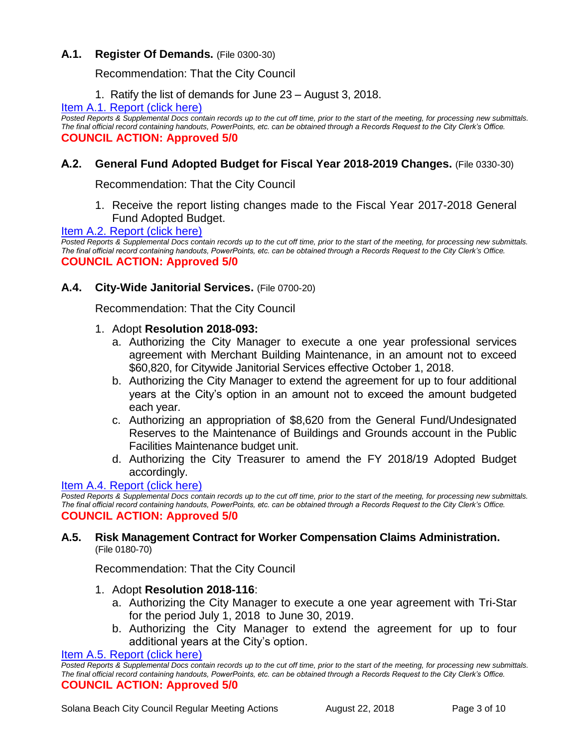### A.1. Register Of Demands. (File 0300-30)

Recommendation: That the City Council

1. Ratify the list of demands for June 23 – August 3, 2018.

Item A.1. Report (click here)

*Posted Reports & Supplemental Docs contain records up to the cut off time, prior to the start of the meeting, for processing new submittals. The final official record containing handouts, PowerPoints, etc. can be obtained through a Records Request to the City Clerk's Office.*

**COUNCIL ACTION: Approved 5/0**

### A.2. General Fund Adopted Budget for Fiscal Year 2018-2019 Changes. (File 0330-30)

Recommendation: That the City Council

1. Receive the report listing changes made to the Fiscal Year 2017-2018 General Fund Adopted Budget.

Item A.2. Report (click here)

*Posted Reports & Supplemental Docs contain records up to the cut off time, prior to the start of the meeting, for processing new submittals. The final official record containing handouts, PowerPoints, etc. can be obtained through a Records Request to the City Clerk's Office.*

**COUNCIL ACTION: Approved 5/0**

### A.4. City-Wide Janitorial Services. (File 0700-20)

Recommendation: That the City Council

1. Adopt **Resolution 2018-093:**
   a. Authorizing the City Manager to execute a one year professional services agreement with Merchant Building Maintenance, in an amount not to exceed $60,820, for Citywide Janitorial Services effective October 1, 2018.
   b. Authorizing the City Manager to extend the agreement for up to four additional years at the City's option in an amount not to exceed the amount budgeted each year.
   c. Authorizing an appropriation of $8,620 from the General Fund/Undesignated Reserves to the Maintenance of Buildings and Grounds account in the Public Facilities Maintenance budget unit.
   d. Authorizing the City Treasurer to amend the FY 2018/19 Adopted Budget accordingly.

Item A.4. Report (click here)

*Posted Reports & Supplemental Docs contain records up to the cut off time, prior to the start of the meeting, for processing new submittals. The final official record containing handouts, PowerPoints, etc. can be obtained through a Records Request to the City Clerk's Office.*

**COUNCIL ACTION: Approved 5/0**

### A.5. Risk Management Contract for Worker Compensation Claims Administration. (File 0180-70)

Recommendation: That the City Council

1. Adopt **Resolution 2018-116**:
   a. Authorizing the City Manager to execute a one year agreement with Tri-Star for the period July 1, 2018 to June 30, 2019.
   b. Authorizing the City Manager to extend the agreement for up to four additional years at the City's option.

Item A.5. Report (click here)

*Posted Reports & Supplemental Docs contain records up to the cut off time, prior to the start of the meeting, for processing new submittals. The final official record containing handouts, PowerPoints, etc. can be obtained through a Records Request to the City Clerk's Office.*

**COUNCIL ACTION: Approved 5/0**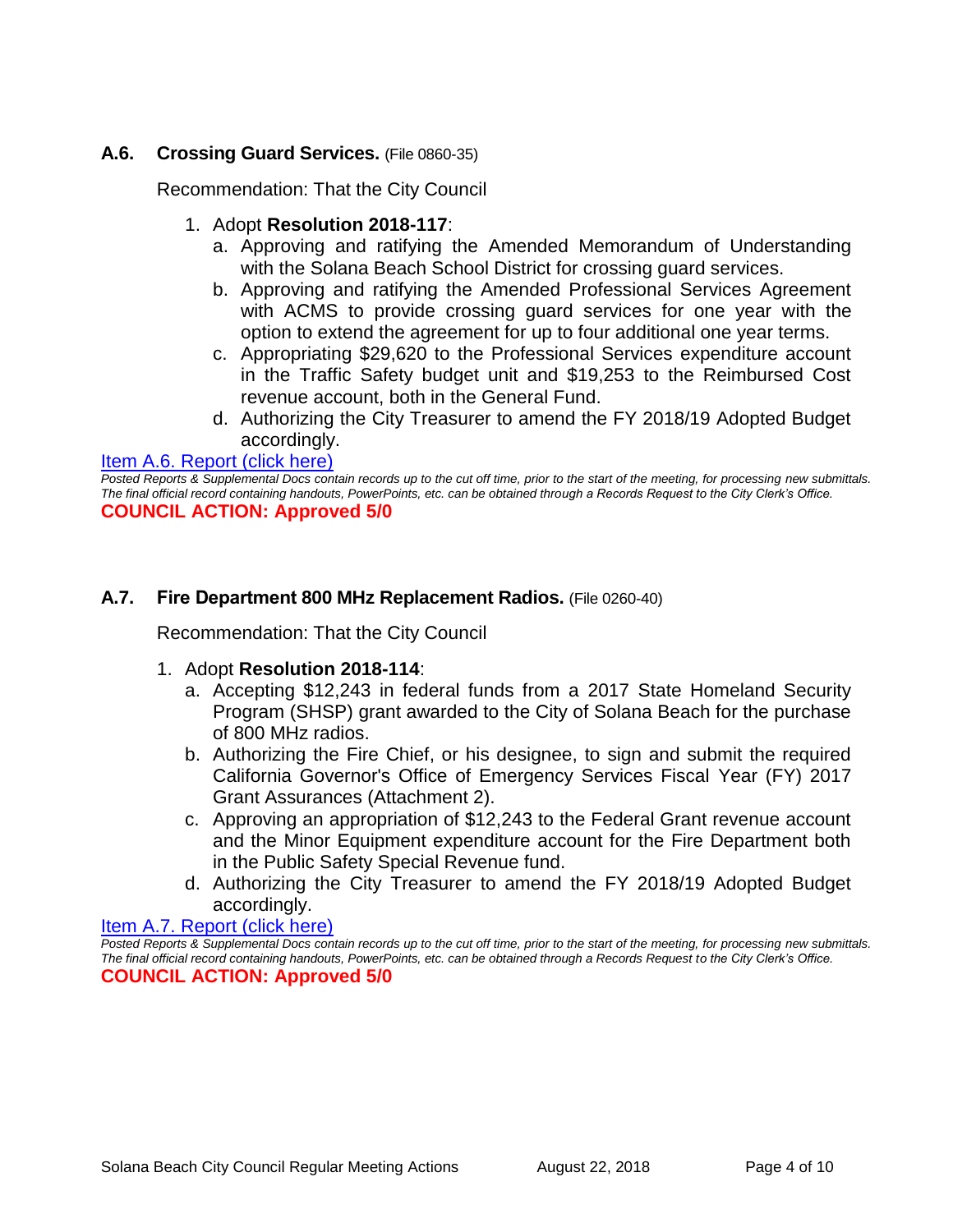### A.6. **Crossing Guard Services.** (File 0860-35)

Recommendation: That the City Council

1. Adopt **Resolution 2018-117**:
   a. Approving and ratifying the Amended Memorandum of Understanding with the Solana Beach School District for crossing guard services.
   b. Approving and ratifying the Amended Professional Services Agreement with ACMS to provide crossing guard services for one year with the option to extend the agreement for up to four additional one year terms.
   c. Appropriating $29,620 to the Professional Services expenditure account in the Traffic Safety budget unit and $19,253 to the Reimbursed Cost revenue account, both in the General Fund.
   d. Authorizing the City Treasurer to amend the FY 2018/19 Adopted Budget accordingly.

Item A.6. Report (click here)

*Posted Reports & Supplemental Docs contain records up to the cut off time, prior to the start of the meeting, for processing new submittals. The final official record containing handouts, PowerPoints, etc. can be obtained through a Records Request to the City Clerk's Office.*

**COUNCIL ACTION: Approved 5/0**

### A.7. **Fire Department 800 MHz Replacement Radios.** (File 0260-40)

Recommendation: That the City Council

1. Adopt **Resolution 2018-114**:
   a. Accepting $12,243 in federal funds from a 2017 State Homeland Security Program (SHSP) grant awarded to the City of Solana Beach for the purchase of 800 MHz radios.
   b. Authorizing the Fire Chief, or his designee, to sign and submit the required California Governor's Office of Emergency Services Fiscal Year (FY) 2017 Grant Assurances (Attachment 2).
   c. Approving an appropriation of $12,243 to the Federal Grant revenue account and the Minor Equipment expenditure account for the Fire Department both in the Public Safety Special Revenue fund.
   d. Authorizing the City Treasurer to amend the FY 2018/19 Adopted Budget accordingly.

Item A.7. Report (click here)

*Posted Reports & Supplemental Docs contain records up to the cut off time, prior to the start of the meeting, for processing new submittals. The final official record containing handouts, PowerPoints, etc. can be obtained through a Records Request to the City Clerk's Office.*

**COUNCIL ACTION: Approved 5/0**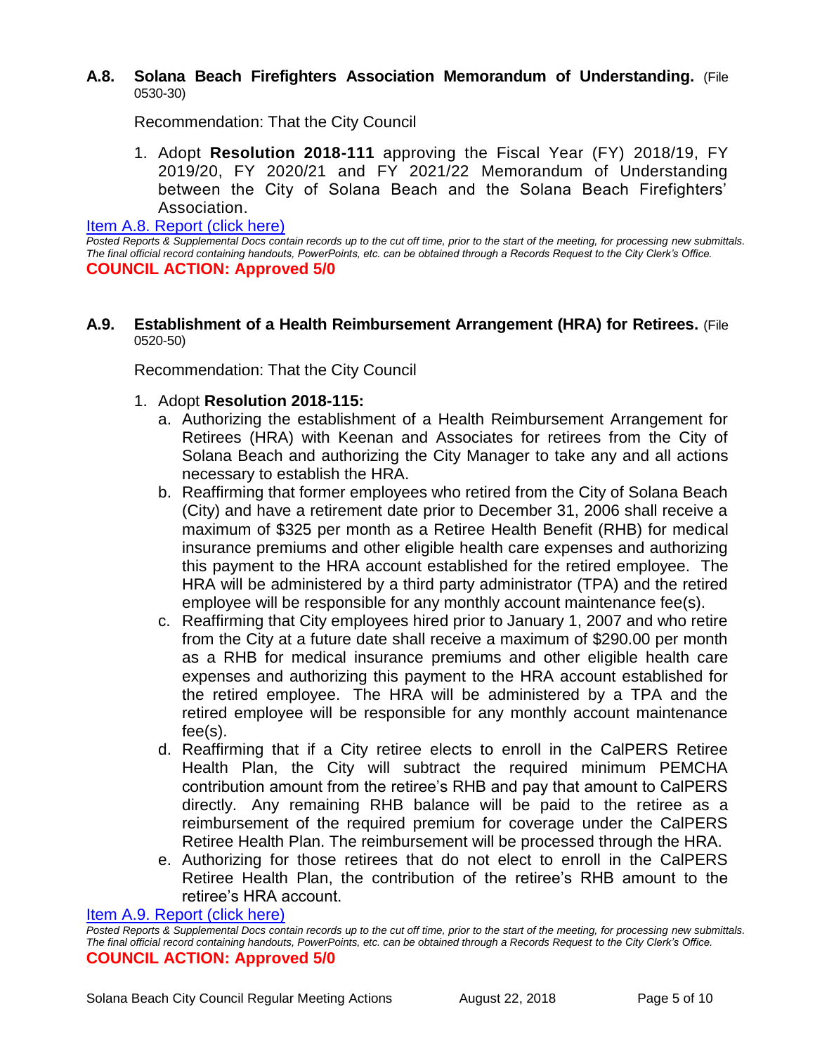**A.8. Solana Beach Firefighters Association Memorandum of Understanding.** (File 0530-30)

Recommendation: That the City Council

1. Adopt **Resolution 2018-111** approving the Fiscal Year (FY) 2018/19, FY 2019/20, FY 2020/21 and FY 2021/22 Memorandum of Understanding between the City of Solana Beach and the Solana Beach Firefighters' Association.

[Item A.8. Report (click here)]

*Posted Reports & Supplemental Docs contain records up to the cut off time, prior to the start of the meeting, for processing new submittals. The final official record containing handouts, PowerPoints, etc. can be obtained through a Records Request to the City Clerk's Office.*

**COUNCIL ACTION: Approved 5/0**

**A.9. Establishment of a Health Reimbursement Arrangement (HRA) for Retirees.** (File 0520-50)

Recommendation: That the City Council

1. Adopt **Resolution 2018-115:**
   a. Authorizing the establishment of a Health Reimbursement Arrangement for Retirees (HRA) with Keenan and Associates for retirees from the City of Solana Beach and authorizing the City Manager to take any and all actions necessary to establish the HRA.
   b. Reaffirming that former employees who retired from the City of Solana Beach (City) and have a retirement date prior to December 31, 2006 shall receive a maximum of $325 per month as a Retiree Health Benefit (RHB) for medical insurance premiums and other eligible health care expenses and authorizing this payment to the HRA account established for the retired employee. The HRA will be administered by a third party administrator (TPA) and the retired employee will be responsible for any monthly account maintenance fee(s).
   c. Reaffirming that City employees hired prior to January 1, 2007 and who retire from the City at a future date shall receive a maximum of $290.00 per month as a RHB for medical insurance premiums and other eligible health care expenses and authorizing this payment to the HRA account established for the retired employee. The HRA will be administered by a TPA and the retired employee will be responsible for any monthly account maintenance fee(s).
   d. Reaffirming that if a City retiree elects to enroll in the CalPERS Retiree Health Plan, the City will subtract the required minimum PEMCHA contribution amount from the retiree's RHB and pay that amount to CalPERS directly. Any remaining RHB balance will be paid to the retiree as a reimbursement of the required premium for coverage under the CalPERS Retiree Health Plan. The reimbursement will be processed through the HRA.
   e. Authorizing for those retirees that do not elect to enroll in the CalPERS Retiree Health Plan, the contribution of the retiree's RHB amount to the retiree's HRA account.

[Item A.9. Report (click here)]

*Posted Reports & Supplemental Docs contain records up to the cut off time, prior to the start of the meeting, for processing new submittals. The final official record containing handouts, PowerPoints, etc. can be obtained through a Records Request to the City Clerk's Office.*

**COUNCIL ACTION: Approved 5/0**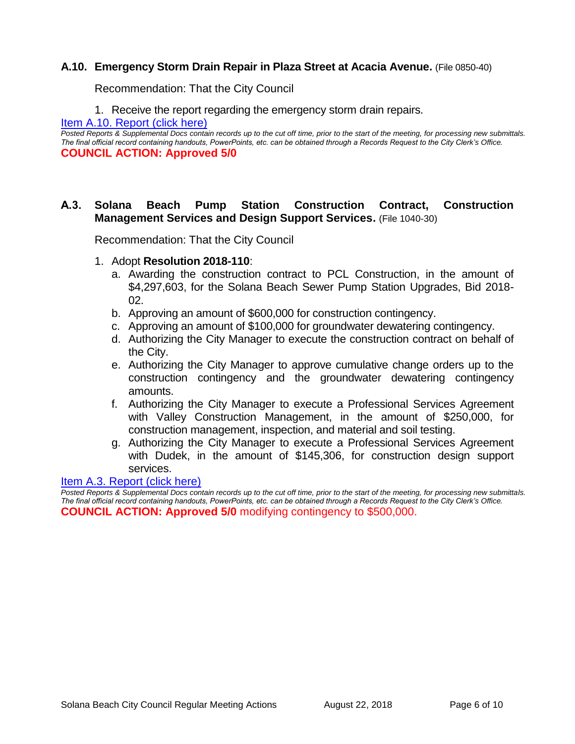### A.10. Emergency Storm Drain Repair in Plaza Street at Acacia Avenue. (File 0850-40)

Recommendation: That the City Council

1. Receive the report regarding the emergency storm drain repairs.

[Item A.10. Report (click here)](#)

*Posted Reports & Supplemental Docs contain records up to the cut off time, prior to the start of the meeting, for processing new submittals. The final official record containing handouts, PowerPoints, etc. can be obtained through a Records Request to the City Clerk's Office.*

**COUNCIL ACTION: Approved 5/0**

### A.3. Solana Beach Pump Station Construction Contract, Construction Management Services and Design Support Services. (File 1040-30)

Recommendation: That the City Council

1. Adopt **Resolution 2018-110**:
   a. Awarding the construction contract to PCL Construction, in the amount of $4,297,603, for the Solana Beach Sewer Pump Station Upgrades, Bid 2018-02.
   b. Approving an amount of $600,000 for construction contingency.
   c. Approving an amount of $100,000 for groundwater dewatering contingency.
   d. Authorizing the City Manager to execute the construction contract on behalf of the City.
   e. Authorizing the City Manager to approve cumulative change orders up to the construction contingency and the groundwater dewatering contingency amounts.
   f. Authorizing the City Manager to execute a Professional Services Agreement with Valley Construction Management, in the amount of $250,000, for construction management, inspection, and material and soil testing.
   g. Authorizing the City Manager to execute a Professional Services Agreement with Dudek, in the amount of $145,306, for construction design support services.

[Item A.3. Report (click here)](#)

*Posted Reports & Supplemental Docs contain records up to the cut off time, prior to the start of the meeting, for processing new submittals. The final official record containing handouts, PowerPoints, etc. can be obtained through a Records Request to the City Clerk's Office.*

**COUNCIL ACTION: Approved 5/0** modifying contingency to $500,000.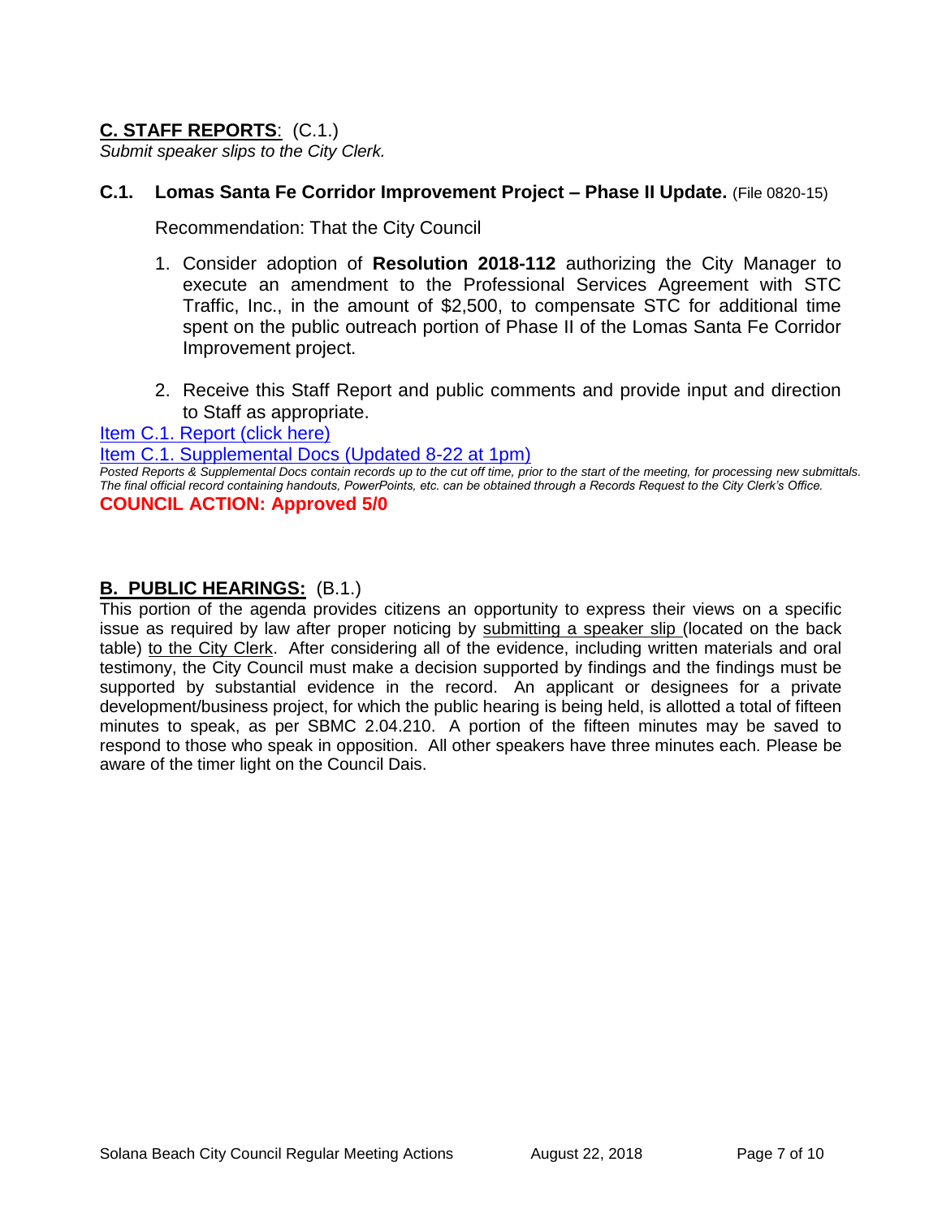## **C. STAFF REPORTS**: (C.1.)

*Submit speaker slips to the City Clerk.*

### **C.1. Lomas Santa Fe Corridor Improvement Project – Phase II Update.** (File 0820-15)

Recommendation: That the City Council

1. Consider adoption of **Resolution 2018-112** authorizing the City Manager to execute an amendment to the Professional Services Agreement with STC Traffic, Inc., in the amount of $2,500, to compensate STC for additional time spent on the public outreach portion of Phase II of the Lomas Santa Fe Corridor Improvement project.

2. Receive this Staff Report and public comments and provide input and direction to Staff as appropriate.

Item C.1. Report (click here)

Item C.1. Supplemental Docs (Updated 8-22 at 1pm)

*Posted Reports & Supplemental Docs contain records up to the cut off time, prior to the start of the meeting, for processing new submittals. The final official record containing handouts, PowerPoints, etc. can be obtained through a Records Request to the City Clerk's Office.*

**COUNCIL ACTION: Approved 5/0**

## **B. PUBLIC HEARINGS:** (B.1.)

This portion of the agenda provides citizens an opportunity to express their views on a specific issue as required by law after proper noticing by submitting a speaker slip (located on the back table) to the City Clerk. After considering all of the evidence, including written materials and oral testimony, the City Council must make a decision supported by findings and the findings must be supported by substantial evidence in the record. An applicant or designees for a private development/business project, for which the public hearing is being held, is allotted a total of fifteen minutes to speak, as per SBMC 2.04.210. A portion of the fifteen minutes may be saved to respond to those who speak in opposition. All other speakers have three minutes each. Please be aware of the timer light on the Council Dais.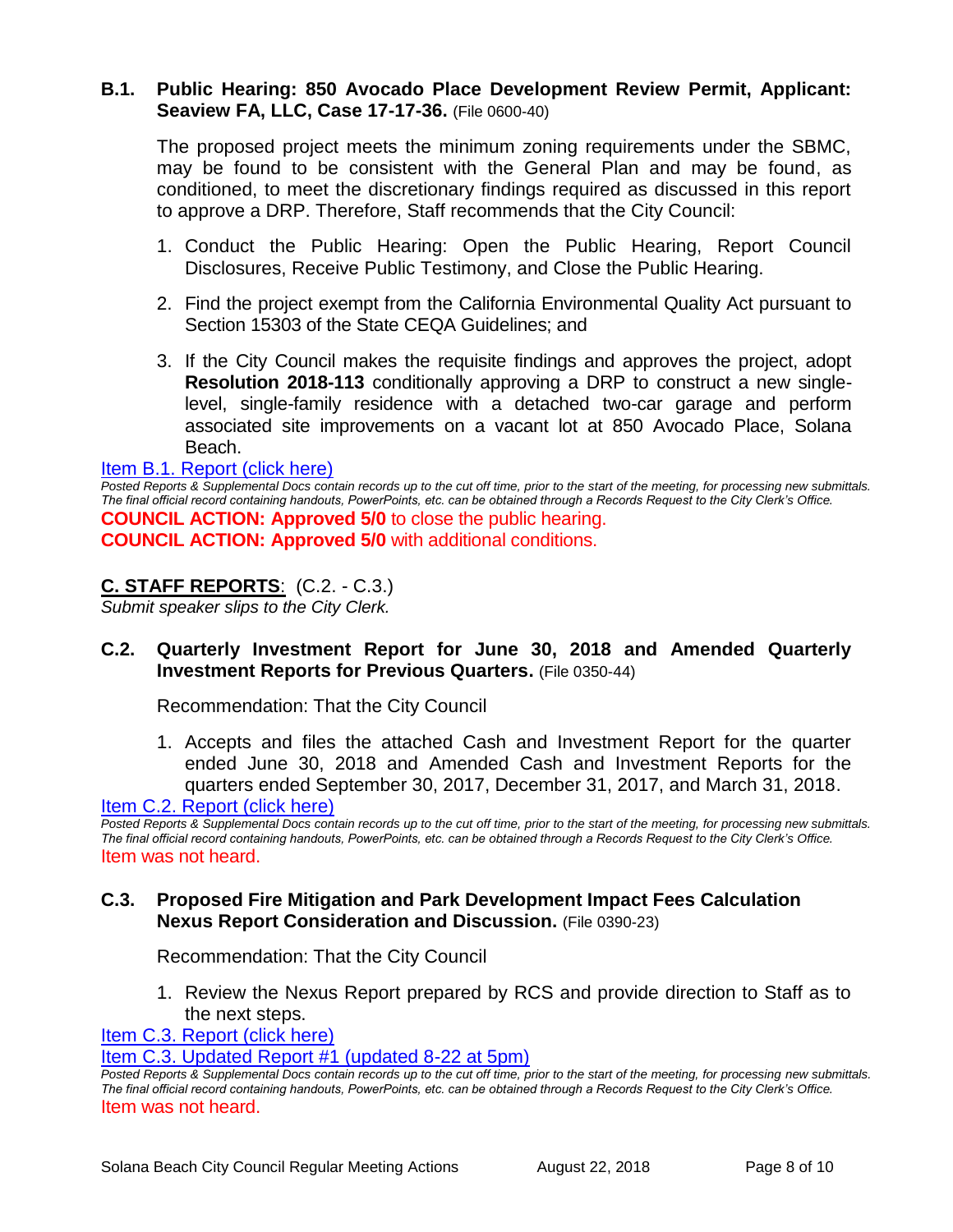### B.1. Public Hearing: 850 Avocado Place Development Review Permit, Applicant: Seaview FA, LLC, Case 17-17-36. (File 0600-40)

The proposed project meets the minimum zoning requirements under the SBMC, may be found to be consistent with the General Plan and may be found, as conditioned, to meet the discretionary findings required as discussed in this report to approve a DRP. Therefore, Staff recommends that the City Council:

1. Conduct the Public Hearing: Open the Public Hearing, Report Council Disclosures, Receive Public Testimony, and Close the Public Hearing.
2. Find the project exempt from the California Environmental Quality Act pursuant to Section 15303 of the State CEQA Guidelines; and
3. If the City Council makes the requisite findings and approves the project, adopt **Resolution 2018-113** conditionally approving a DRP to construct a new single-level, single-family residence with a detached two-car garage and perform associated site improvements on a vacant lot at 850 Avocado Place, Solana Beach.

[Item B.1. Report (click here)]

*Posted Reports & Supplemental Docs contain records up to the cut off time, prior to the start of the meeting, for processing new submittals. The final official record containing handouts, PowerPoints, etc. can be obtained through a Records Request to the City Clerk's Office.*

**COUNCIL ACTION: Approved 5/0** to close the public hearing.
**COUNCIL ACTION: Approved 5/0** with additional conditions.

## C. STAFF REPORTS: (C.2. - C.3.)

*Submit speaker slips to the City Clerk.*

### C.2. Quarterly Investment Report for June 30, 2018 and Amended Quarterly Investment Reports for Previous Quarters. (File 0350-44)

Recommendation: That the City Council

1. Accepts and files the attached Cash and Investment Report for the quarter ended June 30, 2018 and Amended Cash and Investment Reports for the quarters ended September 30, 2017, December 31, 2017, and March 31, 2018.

[Item C.2. Report (click here)]

*Posted Reports & Supplemental Docs contain records up to the cut off time, prior to the start of the meeting, for processing new submittals. The final official record containing handouts, PowerPoints, etc. can be obtained through a Records Request to the City Clerk's Office.*

Item was not heard.

### C.3. Proposed Fire Mitigation and Park Development Impact Fees Calculation Nexus Report Consideration and Discussion. (File 0390-23)

Recommendation: That the City Council

1. Review the Nexus Report prepared by RCS and provide direction to Staff as to the next steps.

[Item C.3. Report (click here)]
[Item C.3. Updated Report #1 (updated 8-22 at 5pm)]

*Posted Reports & Supplemental Docs contain records up to the cut off time, prior to the start of the meeting, for processing new submittals. The final official record containing handouts, PowerPoints, etc. can be obtained through a Records Request to the City Clerk's Office.*

Item was not heard.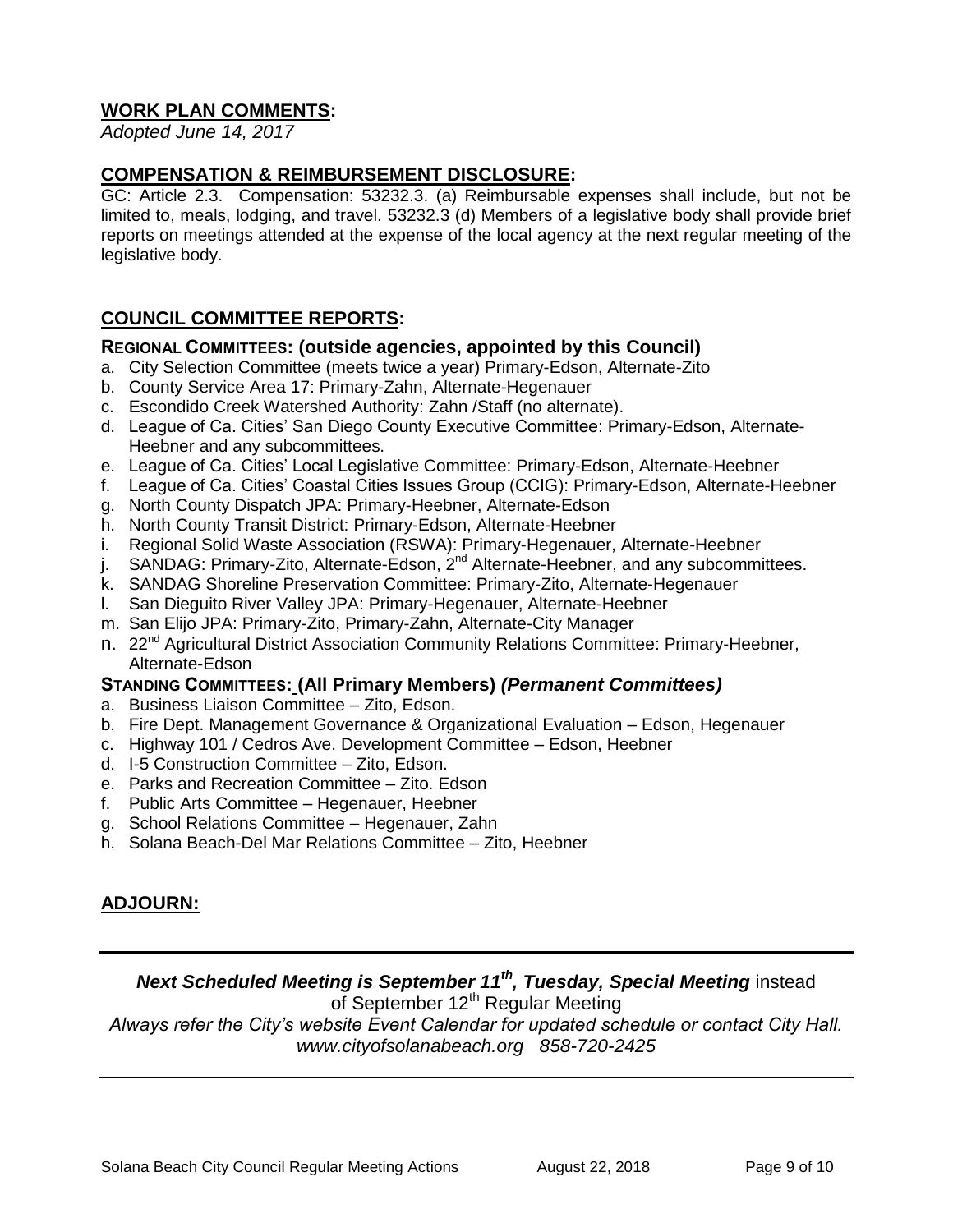## WORK PLAN COMMENTS:

*Adopted June 14, 2017*

## COMPENSATION & REIMBURSEMENT DISCLOSURE:

GC: Article 2.3. Compensation: 53232.3. (a) Reimbursable expenses shall include, but not be limited to, meals, lodging, and travel. 53232.3 (d) Members of a legislative body shall provide brief reports on meetings attended at the expense of the local agency at the next regular meeting of the legislative body.

## COUNCIL COMMITTEE REPORTS:

### REGIONAL COMMITTEES: (outside agencies, appointed by this Council)

a. City Selection Committee (meets twice a year) Primary-Edson, Alternate-Zito
b. County Service Area 17: Primary-Zahn, Alternate-Hegenauer
c. Escondido Creek Watershed Authority: Zahn /Staff (no alternate).
d. League of Ca. Cities' San Diego County Executive Committee: Primary-Edson, Alternate-Heebner and any subcommittees.
e. League of Ca. Cities' Local Legislative Committee: Primary-Edson, Alternate-Heebner
f. League of Ca. Cities' Coastal Cities Issues Group (CCIG): Primary-Edson, Alternate-Heebner
g. North County Dispatch JPA: Primary-Heebner, Alternate-Edson
h. North County Transit District: Primary-Edson, Alternate-Heebner
i. Regional Solid Waste Association (RSWA): Primary-Hegenauer, Alternate-Heebner
j. SANDAG: Primary-Zito, Alternate-Edson, 2nd Alternate-Heebner, and any subcommittees.
k. SANDAG Shoreline Preservation Committee: Primary-Zito, Alternate-Hegenauer
l. San Dieguito River Valley JPA: Primary-Hegenauer, Alternate-Heebner
m. San Elijo JPA: Primary-Zito, Primary-Zahn, Alternate-City Manager
n. 22nd Agricultural District Association Community Relations Committee: Primary-Heebner, Alternate-Edson

### STANDING COMMITTEES: (All Primary Members) *(Permanent Committees)*

a. Business Liaison Committee – Zito, Edson.
b. Fire Dept. Management Governance & Organizational Evaluation – Edson, Hegenauer
c. Highway 101 / Cedros Ave. Development Committee – Edson, Heebner
d. I-5 Construction Committee – Zito, Edson.
e. Parks and Recreation Committee – Zito. Edson
f. Public Arts Committee – Hegenauer, Heebner
g. School Relations Committee – Hegenauer, Zahn
h. Solana Beach-Del Mar Relations Committee – Zito, Heebner

## ADJOURN:

---

***Next Scheduled Meeting is September 11th, Tuesday, Special Meeting*** instead of September 12th Regular Meeting

*Always refer the City's website Event Calendar for updated schedule or contact City Hall. www.cityofsolanabeach.org 858-720-2425*

---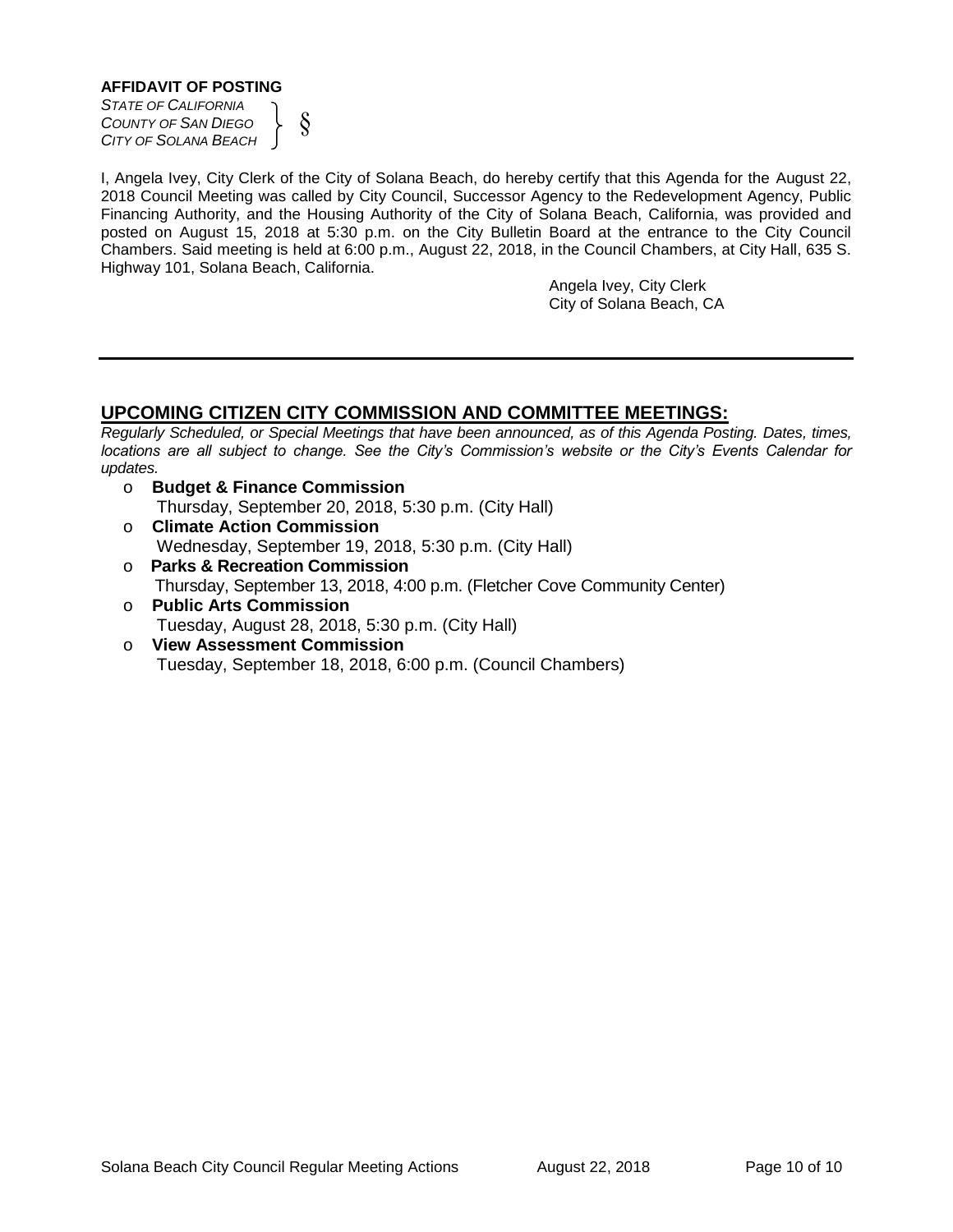**AFFIDAVIT OF POSTING**

*STATE OF CALIFORNIA*
*COUNTY OF SAN DIEGO* §
*CITY OF SOLANA BEACH*

I, Angela Ivey, City Clerk of the City of Solana Beach, do hereby certify that this Agenda for the August 22, 2018 Council Meeting was called by City Council, Successor Agency to the Redevelopment Agency, Public Financing Authority, and the Housing Authority of the City of Solana Beach, California, was provided and posted on August 15, 2018 at 5:30 p.m. on the City Bulletin Board at the entrance to the City Council Chambers. Said meeting is held at 6:00 p.m., August 22, 2018, in the Council Chambers, at City Hall, 635 S. Highway 101, Solana Beach, California.

Angela Ivey, City Clerk
City of Solana Beach, CA

---

## UPCOMING CITIZEN CITY COMMISSION AND COMMITTEE MEETINGS:

*Regularly Scheduled, or Special Meetings that have been announced, as of this Agenda Posting. Dates, times, locations are all subject to change. See the City's Commission's website or the City's Events Calendar for updates.*

- **Budget & Finance Commission**
  Thursday, September 20, 2018, 5:30 p.m. (City Hall)
- **Climate Action Commission**
  Wednesday, September 19, 2018, 5:30 p.m. (City Hall)
- **Parks & Recreation Commission**
  Thursday, September 13, 2018, 4:00 p.m. (Fletcher Cove Community Center)
- **Public Arts Commission**
  Tuesday, August 28, 2018, 5:30 p.m. (City Hall)
- **View Assessment Commission**
  Tuesday, September 18, 2018, 6:00 p.m. (Council Chambers)